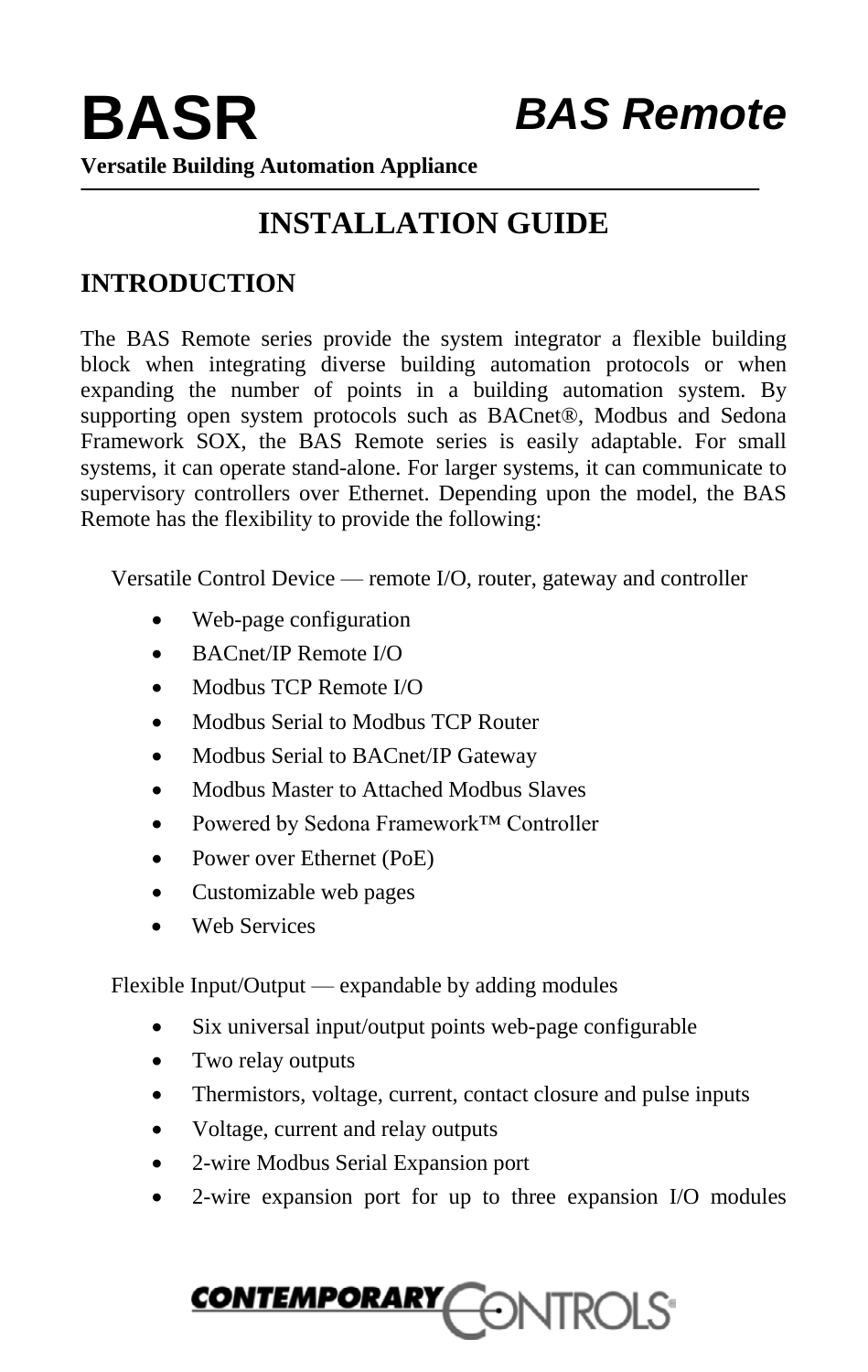# BASR

# *BAS Remote*

**Versatile Building Automation Appliance**

## INSTALLATION GUIDE

## INTRODUCTION

The BAS Remote series provide the system integrator a flexible building block when integrating diverse building automation protocols or when expanding the number of points in a building automation system. By supporting open system protocols such as BACnet®, Modbus and Sedona Framework SOX, the BAS Remote series is easily adaptable. For small systems, it can operate stand-alone. For larger systems, it can communicate to supervisory controllers over Ethernet. Depending upon the model, the BAS Remote has the flexibility to provide the following:

Versatile Control Device — remote I/O, router, gateway and controller

- Web-page configuration
- BACnet/IP Remote I/O
- Modbus TCP Remote I/O
- Modbus Serial to Modbus TCP Router
- Modbus Serial to BACnet/IP Gateway
- Modbus Master to Attached Modbus Slaves
- Powered by Sedona Framework™ Controller
- Power over Ethernet (PoE)
- Customizable web pages
- Web Services

Flexible Input/Output — expandable by adding modules

- Six universal input/output points web-page configurable
- Two relay outputs
- Thermistors, voltage, current, contact closure and pulse inputs
- Voltage, current and relay outputs
- 2-wire Modbus Serial Expansion port
- 2-wire expansion port for up to three expansion I/O modules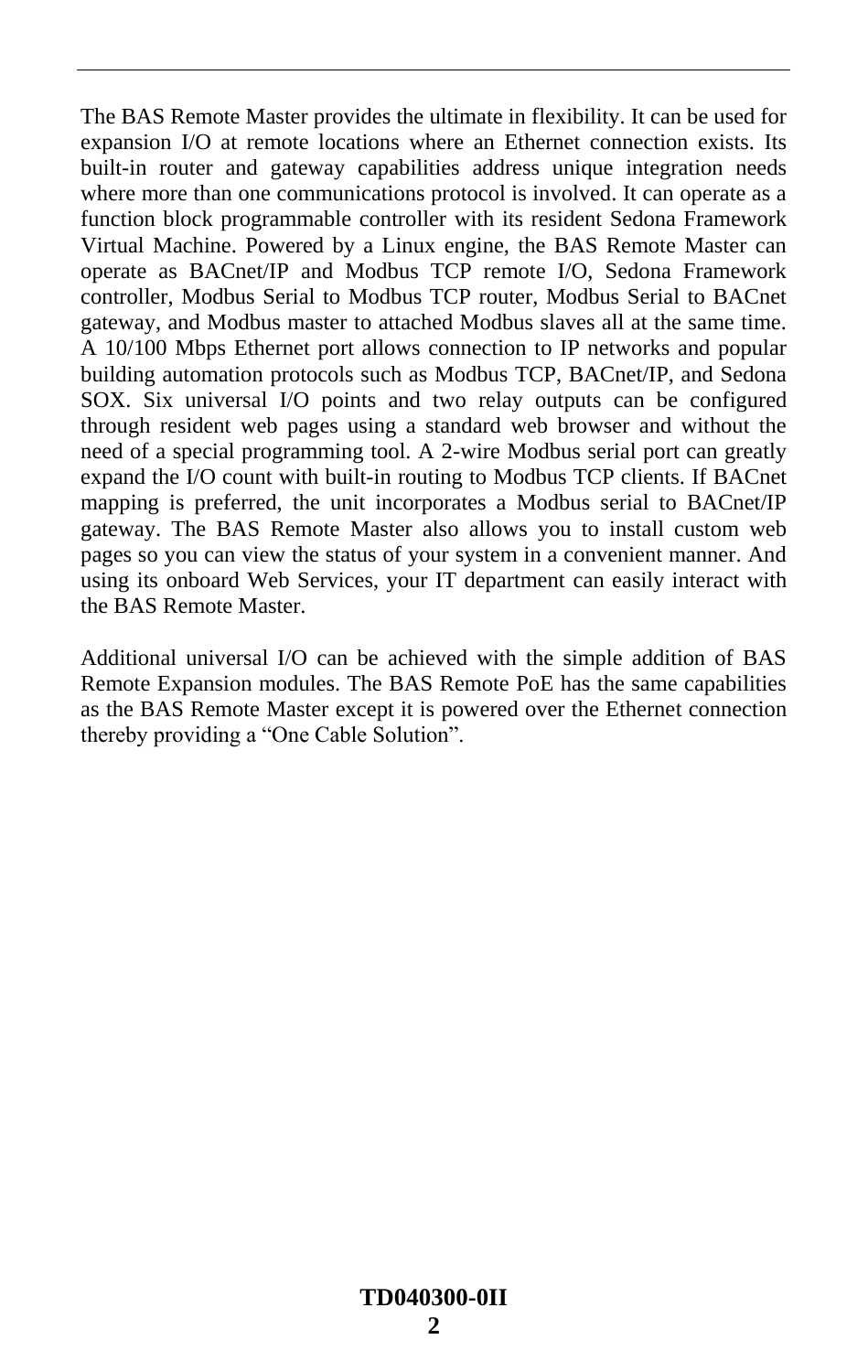The BAS Remote Master provides the ultimate in flexibility. It can be used for expansion I/O at remote locations where an Ethernet connection exists. Its built-in router and gateway capabilities address unique integration needs where more than one communications protocol is involved. It can operate as a function block programmable controller with its resident Sedona Framework Virtual Machine. Powered by a Linux engine, the BAS Remote Master can operate as BACnet/IP and Modbus TCP remote I/O, Sedona Framework controller, Modbus Serial to Modbus TCP router, Modbus Serial to BACnet gateway, and Modbus master to attached Modbus slaves all at the same time. A 10/100 Mbps Ethernet port allows connection to IP networks and popular building automation protocols such as Modbus TCP, BACnet/IP, and Sedona SOX. Six universal I/O points and two relay outputs can be configured through resident web pages using a standard web browser and without the need of a special programming tool. A 2-wire Modbus serial port can greatly expand the I/O count with built-in routing to Modbus TCP clients. If BACnet mapping is preferred, the unit incorporates a Modbus serial to BACnet/IP gateway. The BAS Remote Master also allows you to install custom web pages so you can view the status of your system in a convenient manner. And using its onboard Web Services, your IT department can easily interact with the BAS Remote Master.

Additional universal I/O can be achieved with the simple addition of BAS Remote Expansion modules. The BAS Remote PoE has the same capabilities as the BAS Remote Master except it is powered over the Ethernet connection thereby providing a "One Cable Solution".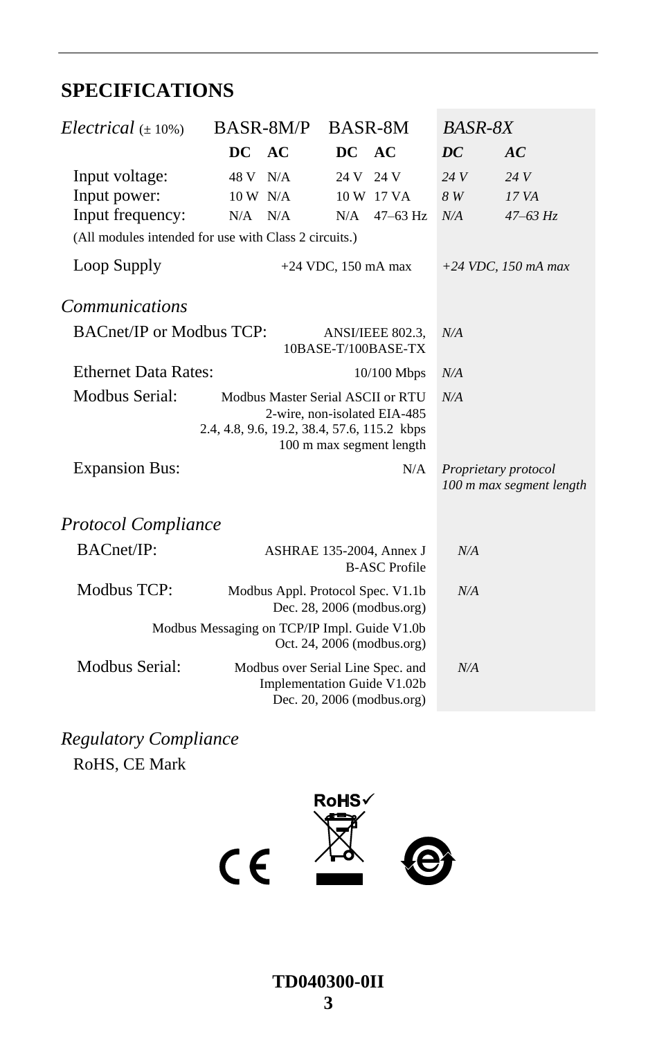## SPECIFICATIONS

| *Electrical* (± 10%) | BASR-8M/P | | BASR-8M | | *BASR-8X* | |
|---|---|---|---|---|---|---|
| | **DC** | **AC** | **DC** | **AC** | ***DC*** | ***AC*** |
| Input voltage: | 48 V | N/A | 24 V | 24 V | *24 V* | *24 V* |
| Input power: | 10 W | N/A | 10 W | 17 VA | *8 W* | *17 VA* |
| Input frequency: | N/A | N/A | N/A | 47–63 Hz | *N/A* | *47–63 Hz* |

(All modules intended for use with Class 2 circuits.)

| | BASR-8M/P, BASR-8M | *BASR-8X* |
|---|---|---|
| Loop Supply | +24 VDC, 150 mA max | *+24 VDC, 150 mA max* |

### *Communications*

| | BASR-8M/P, BASR-8M | *BASR-8X* |
|---|---|---|
| BACnet/IP or Modbus TCP: | ANSI/IEEE 802.3, 10BASE-T/100BASE-TX | *N/A* |
| Ethernet Data Rates: | 10/100 Mbps | *N/A* |
| Modbus Serial: | Modbus Master Serial ASCII or RTU<br>2-wire, non-isolated EIA-485<br>2.4, 4.8, 9.6, 19.2, 38.4, 57.6, 115.2 kbps<br>100 m max segment length | *N/A* |
| Expansion Bus: | N/A | *Proprietary protocol*<br>*100 m max segment length* |

### *Protocol Compliance*

| | BASR-8M/P, BASR-8M | *BASR-8X* |
|---|---|---|
| BACnet/IP: | ASHRAE 135-2004, Annex J<br>B-ASC Profile | *N/A* |
| Modbus TCP: | Modbus Appl. Protocol Spec. V1.1b<br>Dec. 28, 2006 (modbus.org)<br>Modbus Messaging on TCP/IP Impl. Guide V1.0b<br>Oct. 24, 2006 (modbus.org) | *N/A* |
| Modbus Serial: | Modbus over Serial Line Spec. and<br>Implementation Guide V1.02b<br>Dec. 20, 2006 (modbus.org) | *N/A* |

### *Regulatory Compliance*

RoHS, CE Mark

TD040300-0II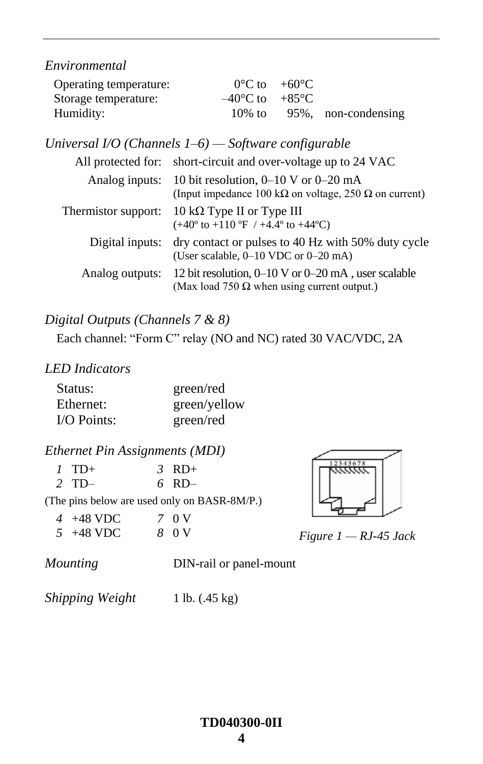### *Environmental*

| | | | |
|---|---|---|---|
| Operating temperature: | 0°C to | +60°C | |
| Storage temperature: | –40°C to | +85°C | |
| Humidity: | 10% to | 95%, | non-condensing |

### *Universal I/O (Channels 1–6) — Software configurable*

| | |
|---|---|
| All protected for: | short-circuit and over-voltage up to 24 VAC |
| Analog inputs: | 10 bit resolution, 0–10 V or 0–20 mA (Input impedance 100 kΩ on voltage, 250 Ω on current) |
| Thermistor support: | 10 kΩ Type II or Type III (+40º to +110 ºF / +4.4º to +44ºC) |
| Digital inputs: | dry contact or pulses to 40 Hz with 50% duty cycle (User scalable, 0–10 VDC or 0–20 mA) |
| Analog outputs: | 12 bit resolution, 0–10 V or 0–20 mA , user scalable (Max load 750 Ω when using current output.) |

### *Digital Outputs (Channels 7 & 8)*

Each channel: "Form C" relay (NO and NC) rated 30 VAC/VDC, 2A

### *LED Indicators*

| | |
|---|---|
| Status: | green/red |
| Ethernet: | green/yellow |
| I/O Points: | green/red |

### *Ethernet Pin Assignments (MDI)*

| | |
|---|---|
| *1* TD+ | *3* RD+ |
| *2* TD– | *6* RD– |

(The pins below are used only on BASR-8M/P.)

| | |
|---|---|
| *4* +48 VDC | *7* 0 V |
| *5* +48 VDC | *8* 0 V |

*Figure 1 — RJ-45 Jack*

*Mounting* DIN-rail or panel-mount

*Shipping Weight* 1 lb. (.45 kg)

**TD040300-0II**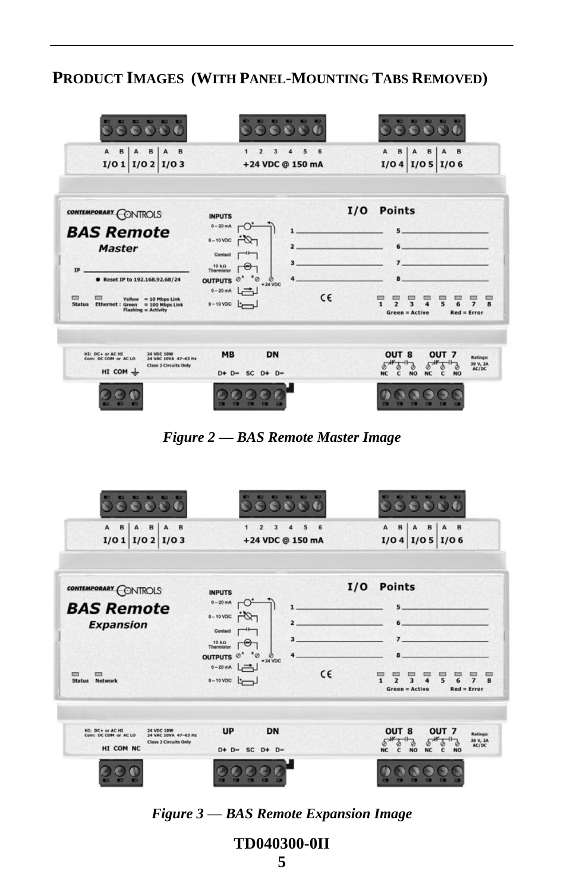## PRODUCT IMAGES (WITH PANEL-MOUNTING TABS REMOVED)

*Figure 2 — BAS Remote Master Image*

*Figure 3 — BAS Remote Expansion Image*

**TD040300-0II**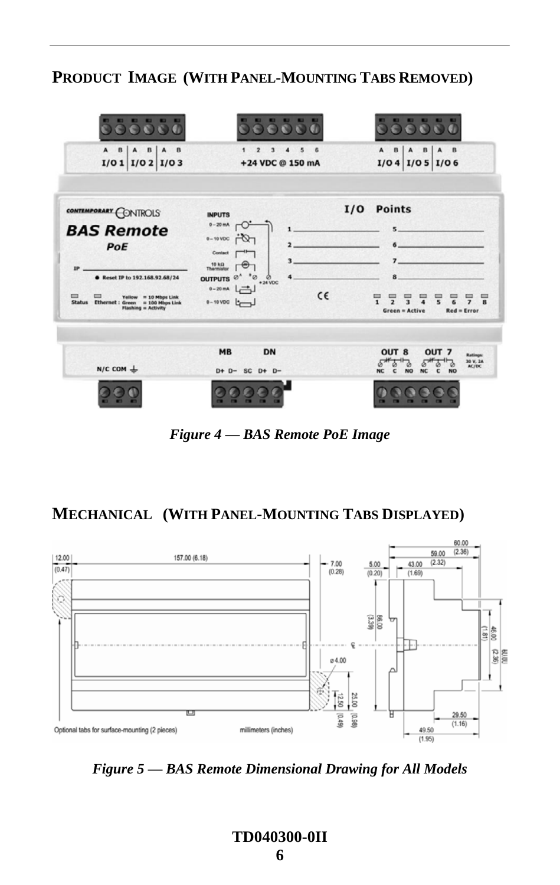## Product Image (With Panel-Mounting Tabs Removed)

*Figure 4 — BAS Remote PoE Image*

## Mechanical (With Panel-Mounting Tabs Displayed)

*Figure 5 — BAS Remote Dimensional Drawing for All Models*

**TD040300-0II**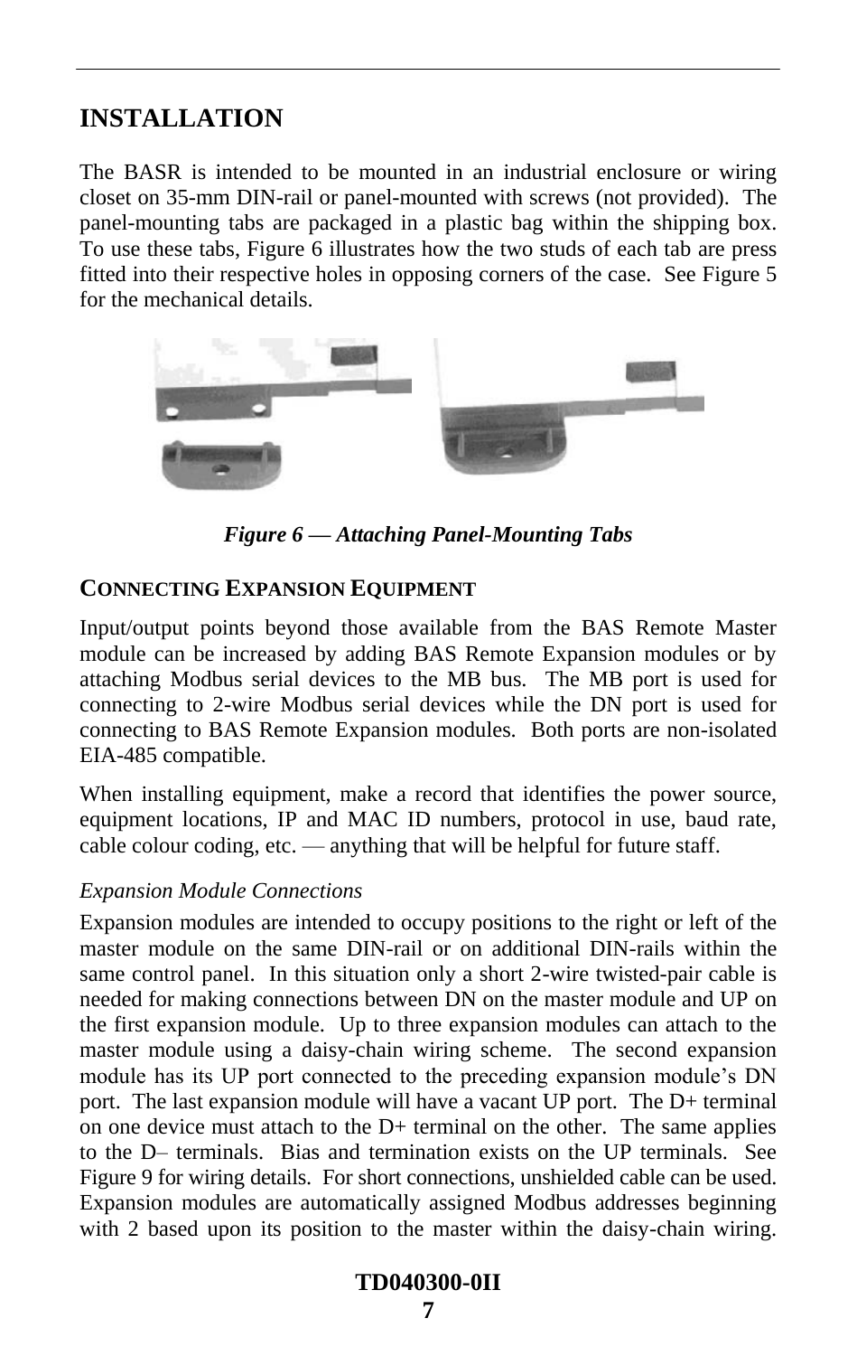# INSTALLATION

The BASR is intended to be mounted in an industrial enclosure or wiring closet on 35-mm DIN-rail or panel-mounted with screws (not provided). The panel-mounting tabs are packaged in a plastic bag within the shipping box. To use these tabs, Figure 6 illustrates how the two studs of each tab are press fitted into their respective holes in opposing corners of the case. See Figure 5 for the mechanical details.

*Figure 6 — Attaching Panel-Mounting Tabs*

## CONNECTING EXPANSION EQUIPMENT

Input/output points beyond those available from the BAS Remote Master module can be increased by adding BAS Remote Expansion modules or by attaching Modbus serial devices to the MB bus. The MB port is used for connecting to 2-wire Modbus serial devices while the DN port is used for connecting to BAS Remote Expansion modules. Both ports are non-isolated EIA-485 compatible.

When installing equipment, make a record that identifies the power source, equipment locations, IP and MAC ID numbers, protocol in use, baud rate, cable colour coding, etc. — anything that will be helpful for future staff.

### *Expansion Module Connections*

Expansion modules are intended to occupy positions to the right or left of the master module on the same DIN-rail or on additional DIN-rails within the same control panel. In this situation only a short 2-wire twisted-pair cable is needed for making connections between DN on the master module and UP on the first expansion module. Up to three expansion modules can attach to the master module using a daisy-chain wiring scheme. The second expansion module has its UP port connected to the preceding expansion module's DN port. The last expansion module will have a vacant UP port. The D+ terminal on one device must attach to the D+ terminal on the other. The same applies to the D– terminals. Bias and termination exists on the UP terminals. See Figure 9 for wiring details. For short connections, unshielded cable can be used. Expansion modules are automatically assigned Modbus addresses beginning with 2 based upon its position to the master within the daisy-chain wiring.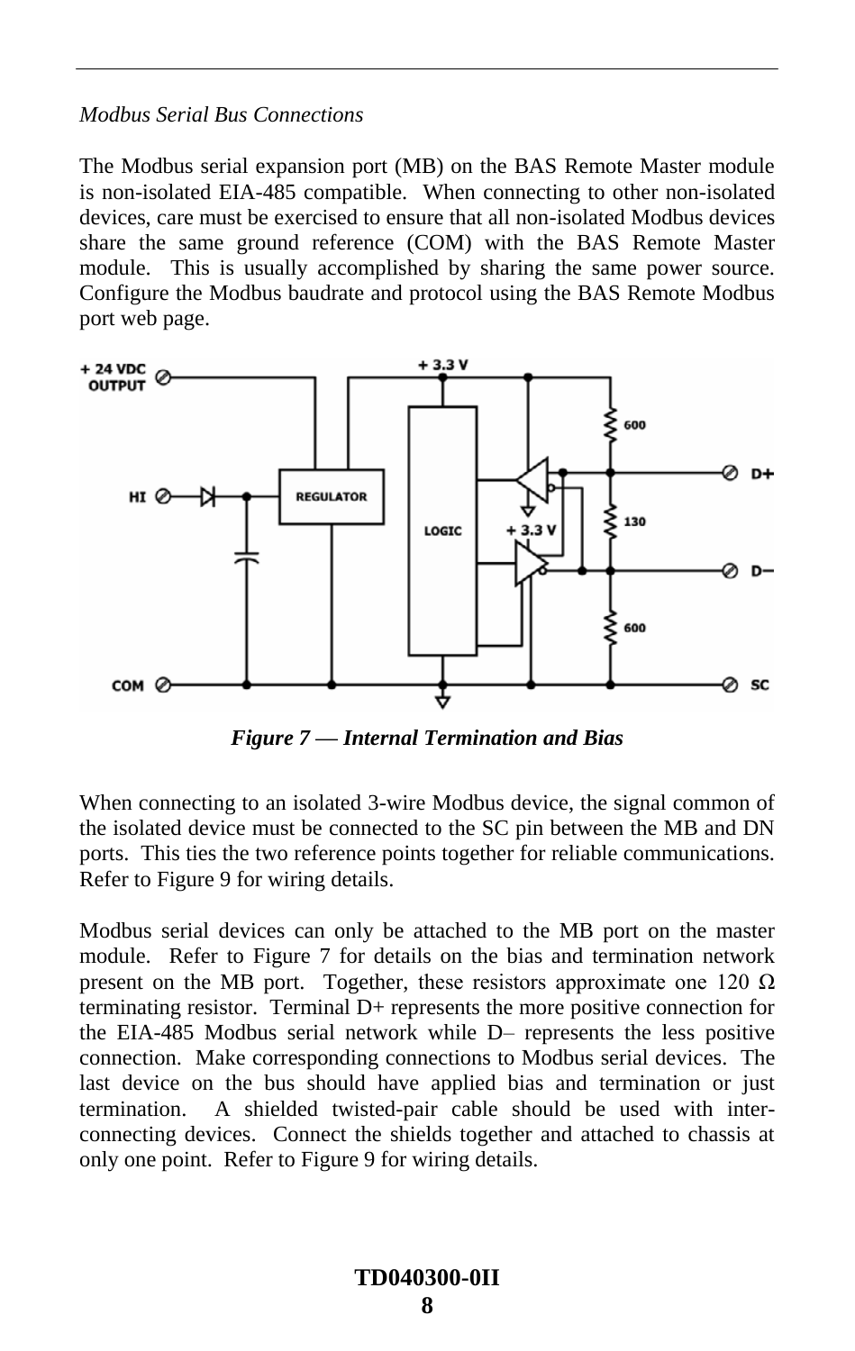*Modbus Serial Bus Connections*

The Modbus serial expansion port (MB) on the BAS Remote Master module is non-isolated EIA-485 compatible. When connecting to other non-isolated devices, care must be exercised to ensure that all non-isolated Modbus devices share the same ground reference (COM) with the BAS Remote Master module. This is usually accomplished by sharing the same power source. Configure the Modbus baudrate and protocol using the BAS Remote Modbus port web page.

***Figure 7 — Internal Termination and Bias***

When connecting to an isolated 3-wire Modbus device, the signal common of the isolated device must be connected to the SC pin between the MB and DN ports. This ties the two reference points together for reliable communications. Refer to Figure 9 for wiring details.

Modbus serial devices can only be attached to the MB port on the master module. Refer to Figure 7 for details on the bias and termination network present on the MB port. Together, these resistors approximate one 120 Ω terminating resistor. Terminal D+ represents the more positive connection for the EIA-485 Modbus serial network while D– represents the less positive connection. Make corresponding connections to Modbus serial devices. The last device on the bus should have applied bias and termination or just termination. A shielded twisted-pair cable should be used with inter-connecting devices. Connect the shields together and attached to chassis at only one point. Refer to Figure 9 for wiring details.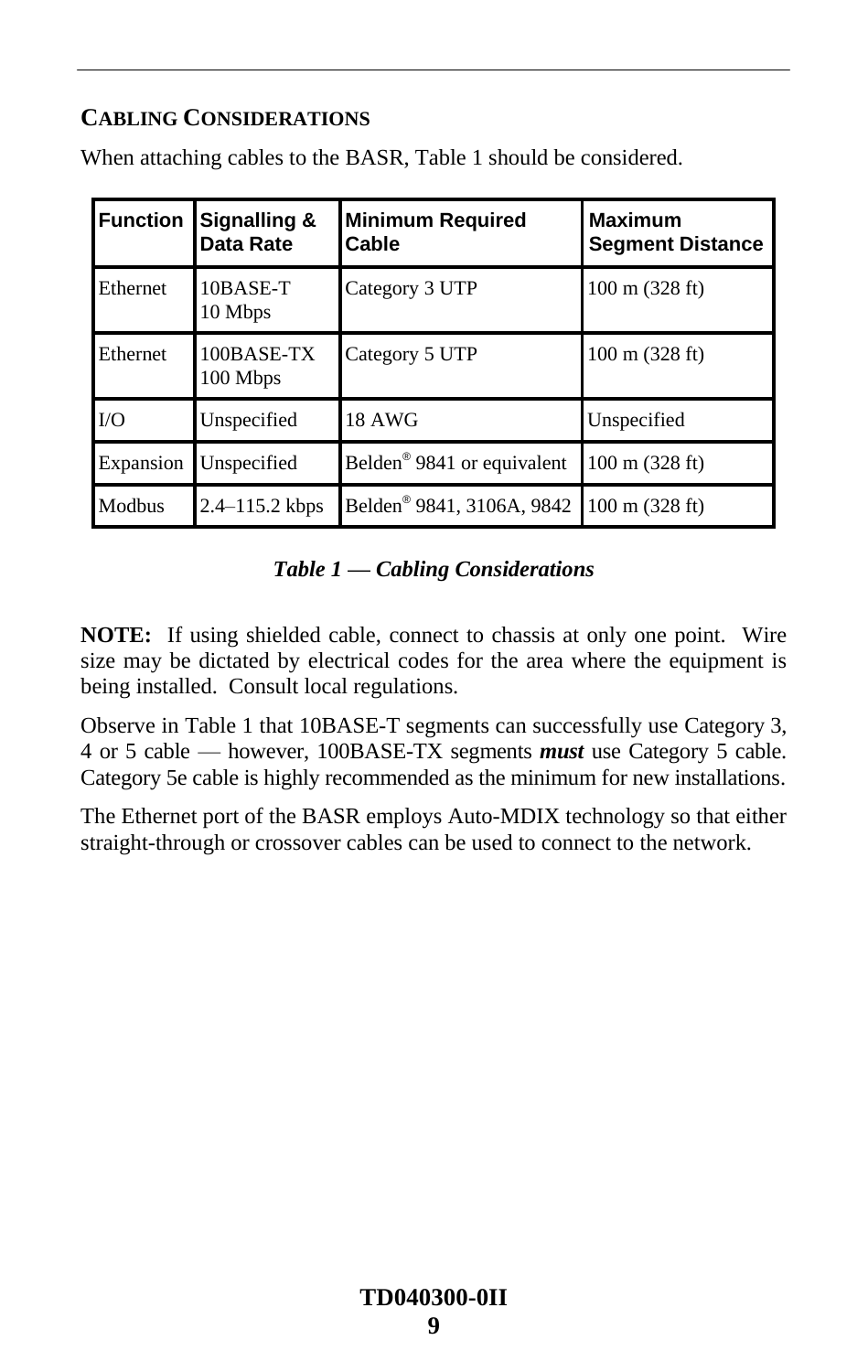## CABLING CONSIDERATIONS

When attaching cables to the BASR, Table 1 should be considered.

| Function | Signalling & Data Rate | Minimum Required Cable | Maximum Segment Distance |
|---|---|---|---|
| Ethernet | 10BASE-T 10 Mbps | Category 3 UTP | 100 m (328 ft) |
| Ethernet | 100BASE-TX 100 Mbps | Category 5 UTP | 100 m (328 ft) |
| I/O | Unspecified | 18 AWG | Unspecified |
| Expansion | Unspecified | Belden® 9841 or equivalent | 100 m (328 ft) |
| Modbus | 2.4–115.2 kbps | Belden® 9841, 3106A, 9842 | 100 m (328 ft) |

***Table 1 — Cabling Considerations***

**NOTE:** If using shielded cable, connect to chassis at only one point. Wire size may be dictated by electrical codes for the area where the equipment is being installed. Consult local regulations.

Observe in Table 1 that 10BASE-T segments can successfully use Category 3, 4 or 5 cable — however, 100BASE-TX segments ***must*** use Category 5 cable. Category 5e cable is highly recommended as the minimum for new installations.

The Ethernet port of the BASR employs Auto-MDIX technology so that either straight-through or crossover cables can be used to connect to the network.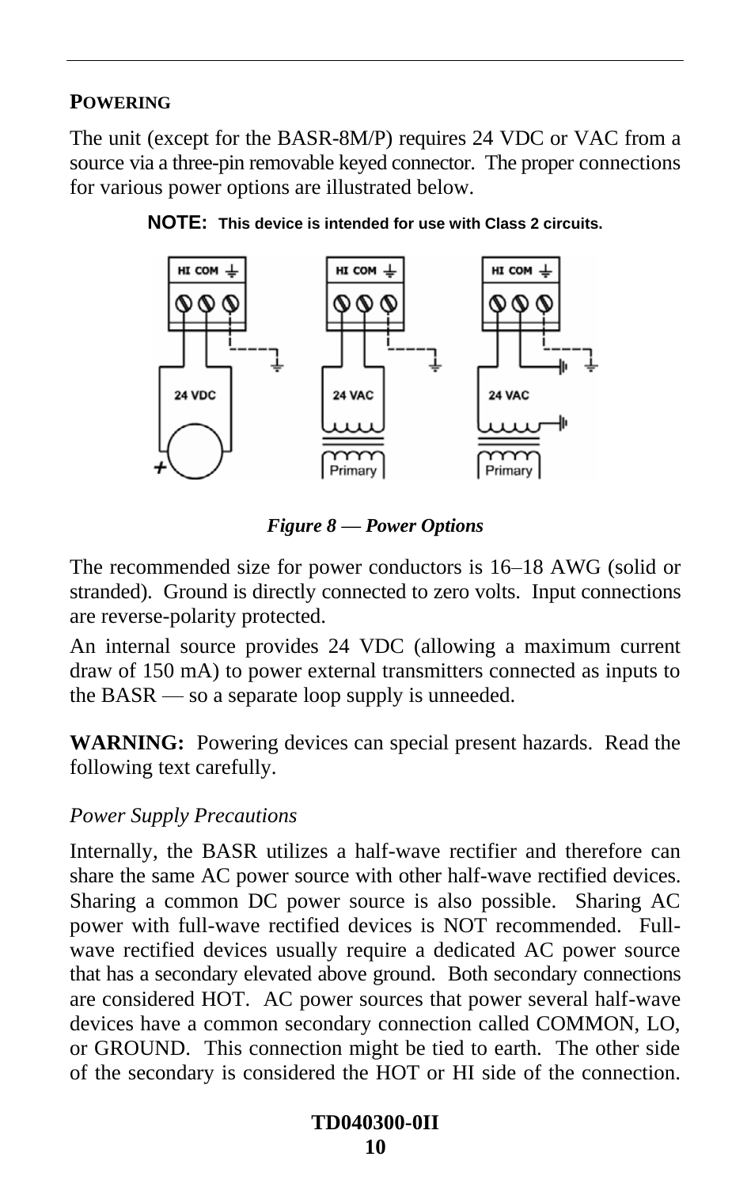## POWERING

The unit (except for the BASR-8M/P) requires 24 VDC or VAC from a source via a three-pin removable keyed connector. The proper connections for various power options are illustrated below.

**NOTE:** **This device is intended for use with Class 2 circuits.**

***Figure 8 — Power Options***

The recommended size for power conductors is 16–18 AWG (solid or stranded). Ground is directly connected to zero volts. Input connections are reverse-polarity protected.

An internal source provides 24 VDC (allowing a maximum current draw of 150 mA) to power external transmitters connected as inputs to the BASR — so a separate loop supply is unneeded.

**WARNING:** Powering devices can special present hazards. Read the following text carefully.

*Power Supply Precautions*

Internally, the BASR utilizes a half-wave rectifier and therefore can share the same AC power source with other half-wave rectified devices. Sharing a common DC power source is also possible. Sharing AC power with full-wave rectified devices is NOT recommended. Full-wave rectified devices usually require a dedicated AC power source that has a secondary elevated above ground. Both secondary connections are considered HOT. AC power sources that power several half-wave devices have a common secondary connection called COMMON, LO, or GROUND. This connection might be tied to earth. The other side of the secondary is considered the HOT or HI side of the connection.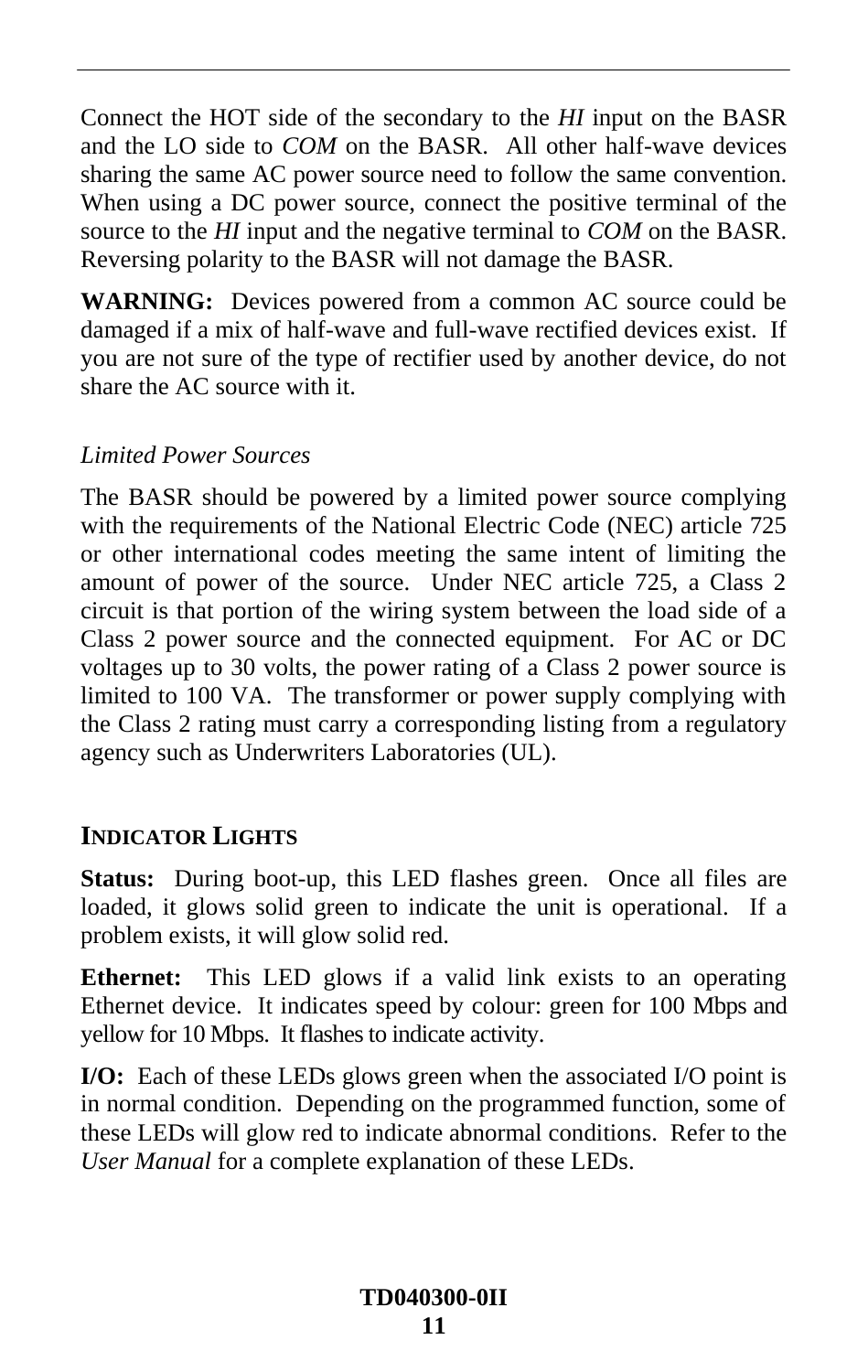Connect the HOT side of the secondary to the *HI* input on the BASR and the LO side to *COM* on the BASR. All other half-wave devices sharing the same AC power source need to follow the same convention. When using a DC power source, connect the positive terminal of the source to the *HI* input and the negative terminal to *COM* on the BASR. Reversing polarity to the BASR will not damage the BASR.

**WARNING:** Devices powered from a common AC source could be damaged if a mix of half-wave and full-wave rectified devices exist. If you are not sure of the type of rectifier used by another device, do not share the AC source with it.

*Limited Power Sources*

The BASR should be powered by a limited power source complying with the requirements of the National Electric Code (NEC) article 725 or other international codes meeting the same intent of limiting the amount of power of the source. Under NEC article 725, a Class 2 circuit is that portion of the wiring system between the load side of a Class 2 power source and the connected equipment. For AC or DC voltages up to 30 volts, the power rating of a Class 2 power source is limited to 100 VA. The transformer or power supply complying with the Class 2 rating must carry a corresponding listing from a regulatory agency such as Underwriters Laboratories (UL).

## INDICATOR LIGHTS

**Status:** During boot-up, this LED flashes green. Once all files are loaded, it glows solid green to indicate the unit is operational. If a problem exists, it will glow solid red.

**Ethernet:** This LED glows if a valid link exists to an operating Ethernet device. It indicates speed by colour: green for 100 Mbps and yellow for 10 Mbps. It flashes to indicate activity.

**I/O:** Each of these LEDs glows green when the associated I/O point is in normal condition. Depending on the programmed function, some of these LEDs will glow red to indicate abnormal conditions. Refer to the *User Manual* for a complete explanation of these LEDs.

**TD040300-0II**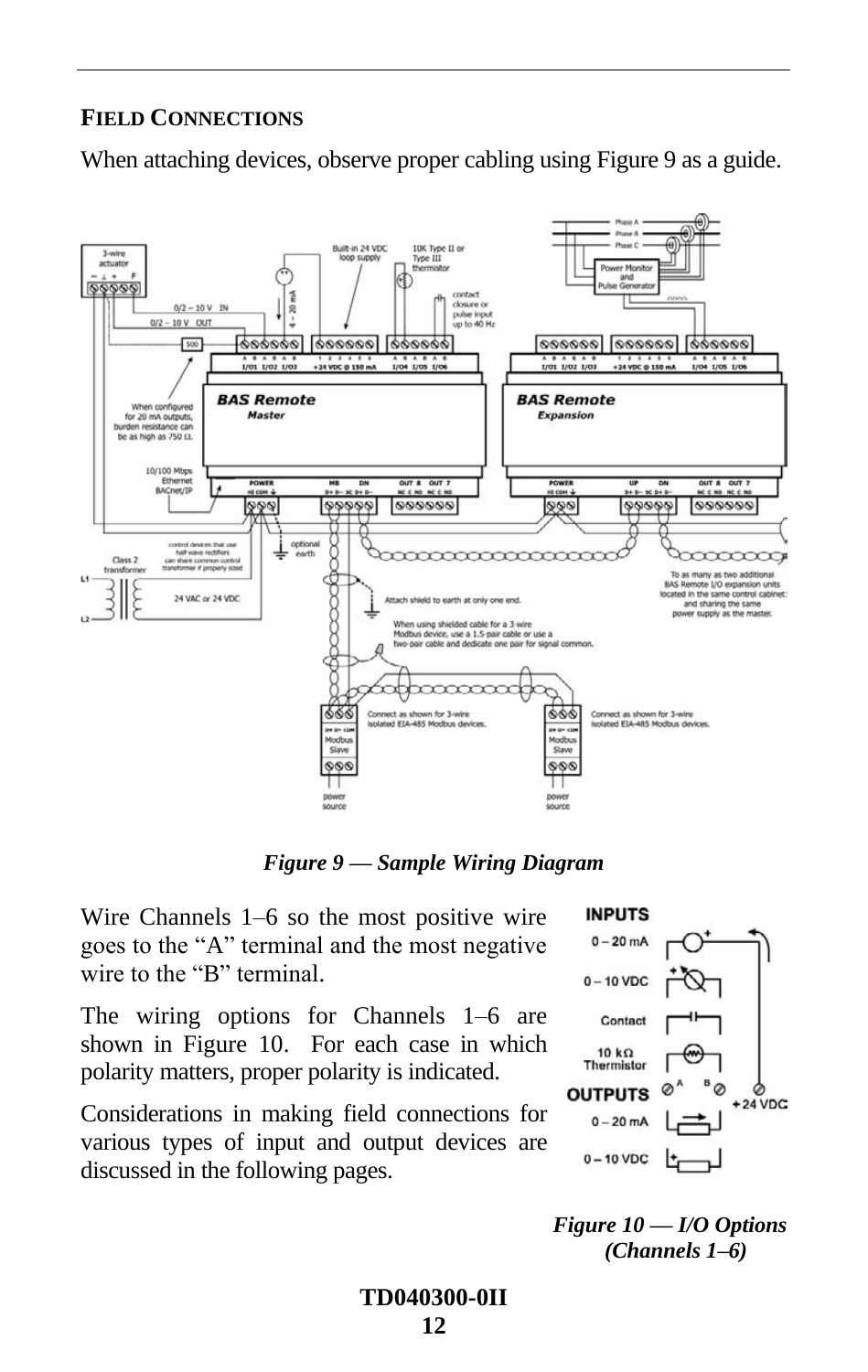### FIELD CONNECTIONS

When attaching devices, observe proper cabling using Figure 9 as a guide.

*Figure 9 — Sample Wiring Diagram*

Wire Channels 1–6 so the most positive wire goes to the "A" terminal and the most negative wire to the "B" terminal.

The wiring options for Channels 1–6 are shown in Figure 10. For each case in which polarity matters, proper polarity is indicated.

Considerations in making field connections for various types of input and output devices are discussed in the following pages.

*Figure 10 — I/O Options (Channels 1–6)*

TD040300-0II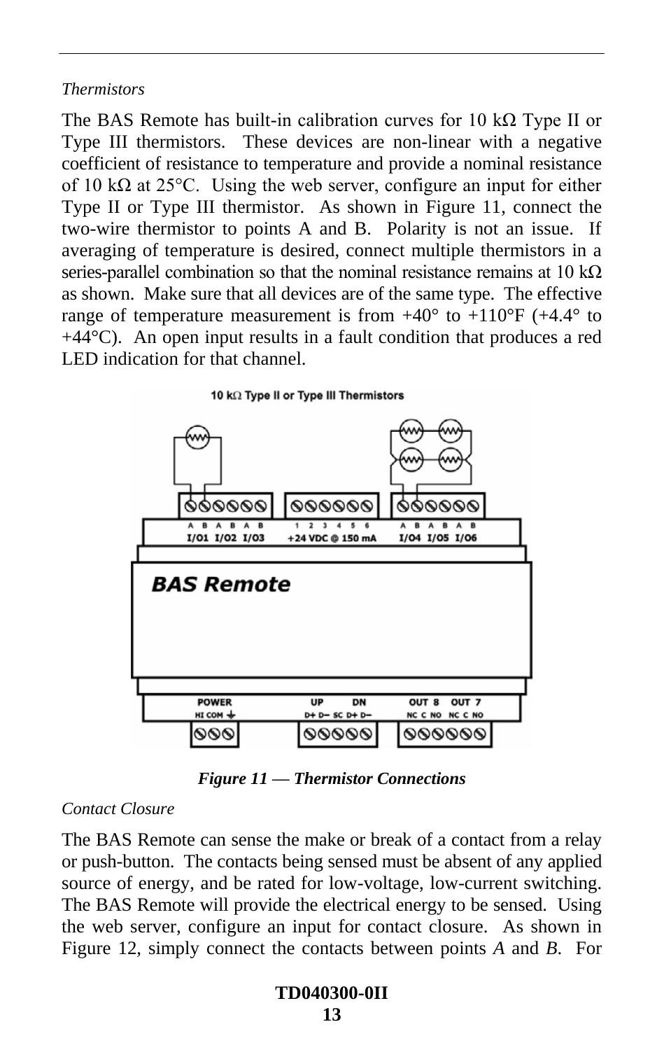*Thermistors*

The BAS Remote has built-in calibration curves for 10 kΩ Type II or Type III thermistors. These devices are non-linear with a negative coefficient of resistance to temperature and provide a nominal resistance of 10 kΩ at 25°C. Using the web server, configure an input for either Type II or Type III thermistor. As shown in Figure 11, connect the two-wire thermistor to points A and B. Polarity is not an issue. If averaging of temperature is desired, connect multiple thermistors in a series-parallel combination so that the nominal resistance remains at 10 kΩ as shown. Make sure that all devices are of the same type. The effective range of temperature measurement is from +40° to +110°F (+4.4° to +44°C). An open input results in a fault condition that produces a red LED indication for that channel.

***Figure 11 — Thermistor Connections***

*Contact Closure*

The BAS Remote can sense the make or break of a contact from a relay or push-button. The contacts being sensed must be absent of any applied source of energy, and be rated for low-voltage, low-current switching. The BAS Remote will provide the electrical energy to be sensed. Using the web server, configure an input for contact closure. As shown in Figure 12, simply connect the contacts between points *A* and *B*. For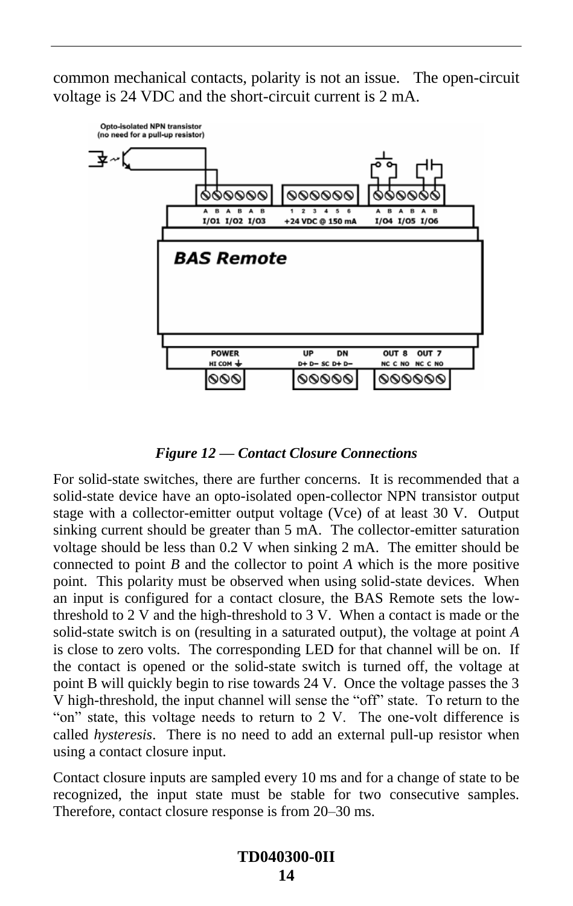common mechanical contacts, polarity is not an issue. The open-circuit voltage is 24 VDC and the short-circuit current is 2 mA.

*Figure 12 — Contact Closure Connections*

For solid-state switches, there are further concerns. It is recommended that a solid-state device have an opto-isolated open-collector NPN transistor output stage with a collector-emitter output voltage (Vce) of at least 30 V. Output sinking current should be greater than 5 mA. The collector-emitter saturation voltage should be less than 0.2 V when sinking 2 mA. The emitter should be connected to point *B* and the collector to point *A* which is the more positive point. This polarity must be observed when using solid-state devices. When an input is configured for a contact closure, the BAS Remote sets the low-threshold to 2 V and the high-threshold to 3 V. When a contact is made or the solid-state switch is on (resulting in a saturated output), the voltage at point *A* is close to zero volts. The corresponding LED for that channel will be on. If the contact is opened or the solid-state switch is turned off, the voltage at point B will quickly begin to rise towards 24 V. Once the voltage passes the 3 V high-threshold, the input channel will sense the "off" state. To return to the "on" state, this voltage needs to return to 2 V. The one-volt difference is called *hysteresis*. There is no need to add an external pull-up resistor when using a contact closure input.

Contact closure inputs are sampled every 10 ms and for a change of state to be recognized, the input state must be stable for two consecutive samples. Therefore, contact closure response is from 20–30 ms.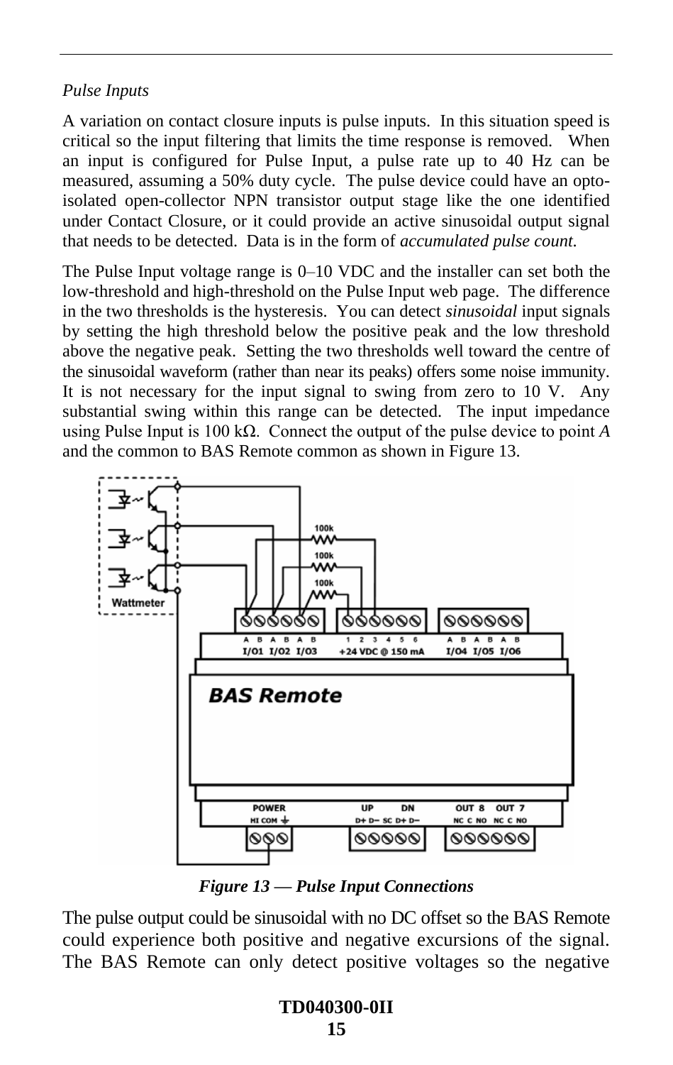*Pulse Inputs*

A variation on contact closure inputs is pulse inputs. In this situation speed is critical so the input filtering that limits the time response is removed. When an input is configured for Pulse Input, a pulse rate up to 40 Hz can be measured, assuming a 50% duty cycle. The pulse device could have an opto-isolated open-collector NPN transistor output stage like the one identified under Contact Closure, or it could provide an active sinusoidal output signal that needs to be detected. Data is in the form of *accumulated pulse count*.

The Pulse Input voltage range is 0–10 VDC and the installer can set both the low-threshold and high-threshold on the Pulse Input web page. The difference in the two thresholds is the hysteresis. You can detect *sinusoidal* input signals by setting the high threshold below the positive peak and the low threshold above the negative peak. Setting the two thresholds well toward the centre of the sinusoidal waveform (rather than near its peaks) offers some noise immunity. It is not necessary for the input signal to swing from zero to 10 V. Any substantial swing within this range can be detected. The input impedance using Pulse Input is 100 kΩ. Connect the output of the pulse device to point *A* and the common to BAS Remote common as shown in Figure 13.

***Figure 13 — Pulse Input Connections***

The pulse output could be sinusoidal with no DC offset so the BAS Remote could experience both positive and negative excursions of the signal. The BAS Remote can only detect positive voltages so the negative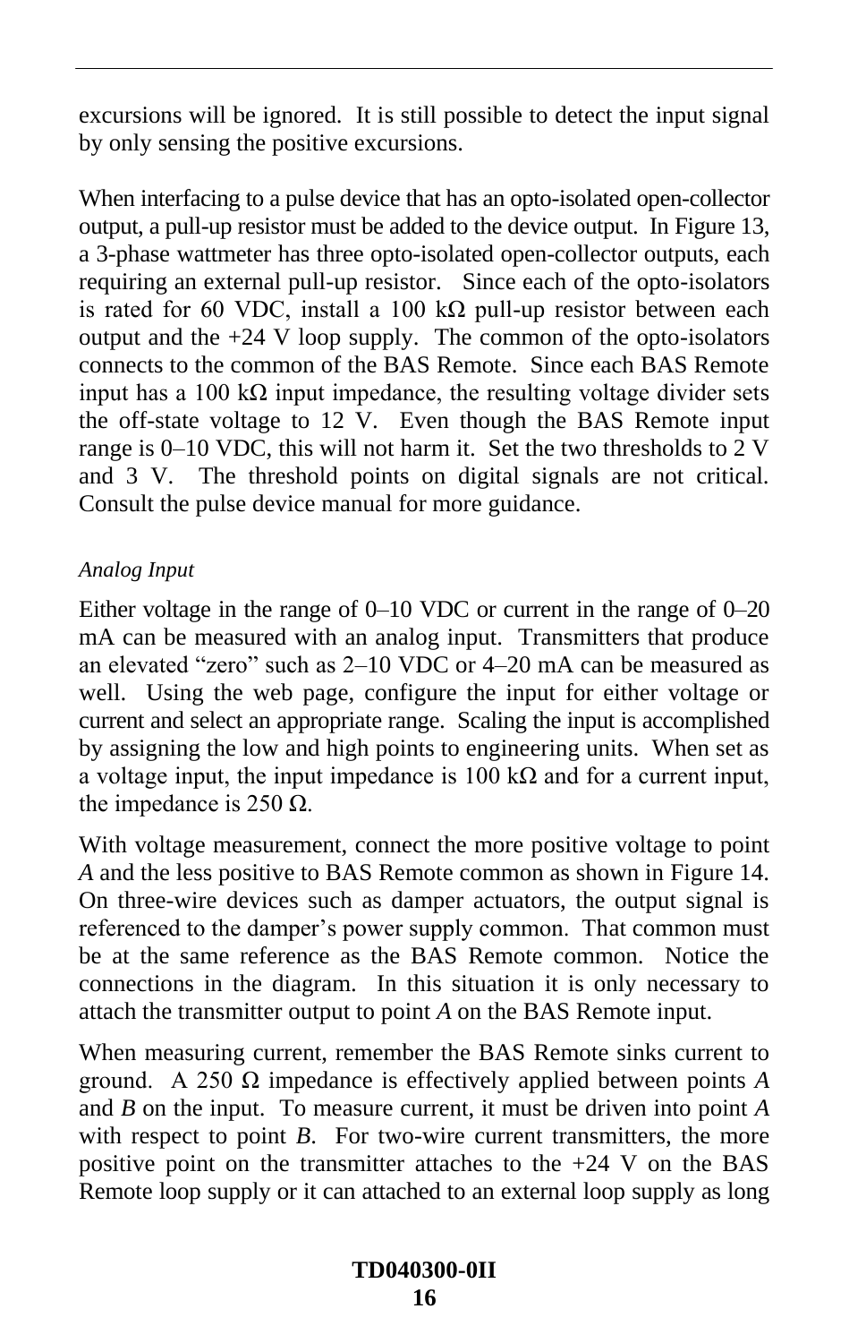excursions will be ignored. It is still possible to detect the input signal by only sensing the positive excursions.

When interfacing to a pulse device that has an opto-isolated open-collector output, a pull-up resistor must be added to the device output. In Figure 13, a 3-phase wattmeter has three opto-isolated open-collector outputs, each requiring an external pull-up resistor. Since each of the opto-isolators is rated for 60 VDC, install a 100 kΩ pull-up resistor between each output and the +24 V loop supply. The common of the opto-isolators connects to the common of the BAS Remote. Since each BAS Remote input has a 100 kΩ input impedance, the resulting voltage divider sets the off-state voltage to 12 V. Even though the BAS Remote input range is 0–10 VDC, this will not harm it. Set the two thresholds to 2 V and 3 V. The threshold points on digital signals are not critical. Consult the pulse device manual for more guidance.

*Analog Input*

Either voltage in the range of 0–10 VDC or current in the range of 0–20 mA can be measured with an analog input. Transmitters that produce an elevated "zero" such as 2–10 VDC or 4–20 mA can be measured as well. Using the web page, configure the input for either voltage or current and select an appropriate range. Scaling the input is accomplished by assigning the low and high points to engineering units. When set as a voltage input, the input impedance is 100 kΩ and for a current input, the impedance is 250 Ω.

With voltage measurement, connect the more positive voltage to point *A* and the less positive to BAS Remote common as shown in Figure 14. On three-wire devices such as damper actuators, the output signal is referenced to the damper's power supply common. That common must be at the same reference as the BAS Remote common. Notice the connections in the diagram. In this situation it is only necessary to attach the transmitter output to point *A* on the BAS Remote input.

When measuring current, remember the BAS Remote sinks current to ground. A 250 Ω impedance is effectively applied between points *A* and *B* on the input. To measure current, it must be driven into point *A* with respect to point *B*. For two-wire current transmitters, the more positive point on the transmitter attaches to the +24 V on the BAS Remote loop supply or it can attached to an external loop supply as long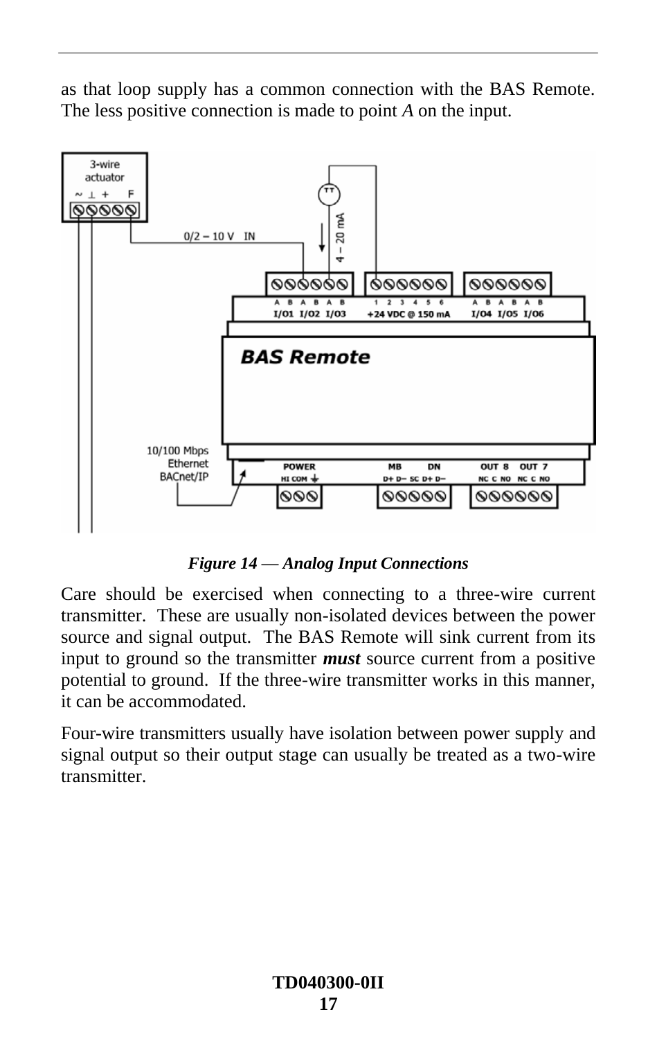as that loop supply has a common connection with the BAS Remote. The less positive connection is made to point *A* on the input.

***Figure 14 — Analog Input Connections***

Care should be exercised when connecting to a three-wire current transmitter. These are usually non-isolated devices between the power source and signal output. The BAS Remote will sink current from its input to ground so the transmitter ***must*** source current from a positive potential to ground. If the three-wire transmitter works in this manner, it can be accommodated.

Four-wire transmitters usually have isolation between power supply and signal output so their output stage can usually be treated as a two-wire transmitter.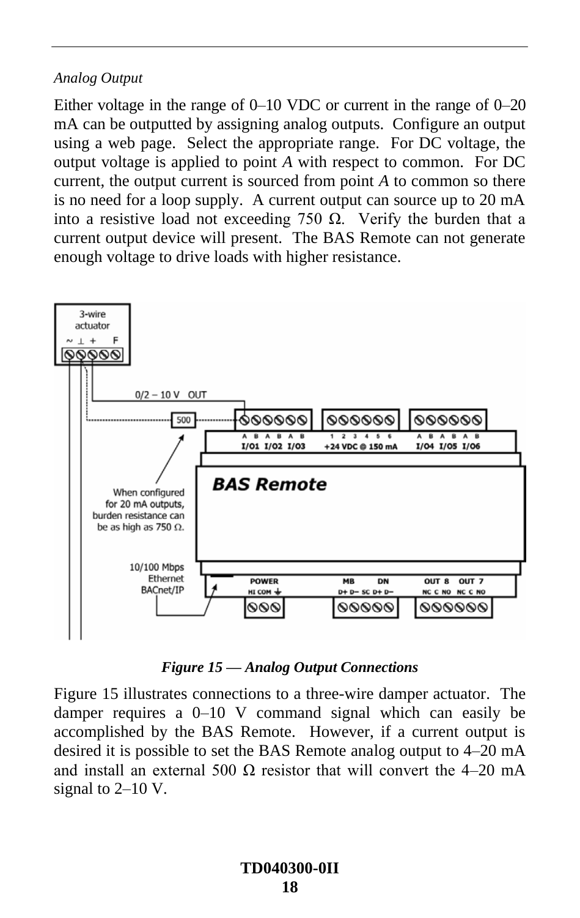*Analog Output*

Either voltage in the range of 0–10 VDC or current in the range of 0–20 mA can be outputted by assigning analog outputs. Configure an output using a web page. Select the appropriate range. For DC voltage, the output voltage is applied to point *A* with respect to common. For DC current, the output current is sourced from point *A* to common so there is no need for a loop supply. A current output can source up to 20 mA into a resistive load not exceeding 750 Ω. Verify the burden that a current output device will present. The BAS Remote can not generate enough voltage to drive loads with higher resistance.

***Figure 15 — Analog Output Connections***

Figure 15 illustrates connections to a three-wire damper actuator. The damper requires a 0–10 V command signal which can easily be accomplished by the BAS Remote. However, if a current output is desired it is possible to set the BAS Remote analog output to 4–20 mA and install an external 500 Ω resistor that will convert the 4–20 mA signal to 2–10 V.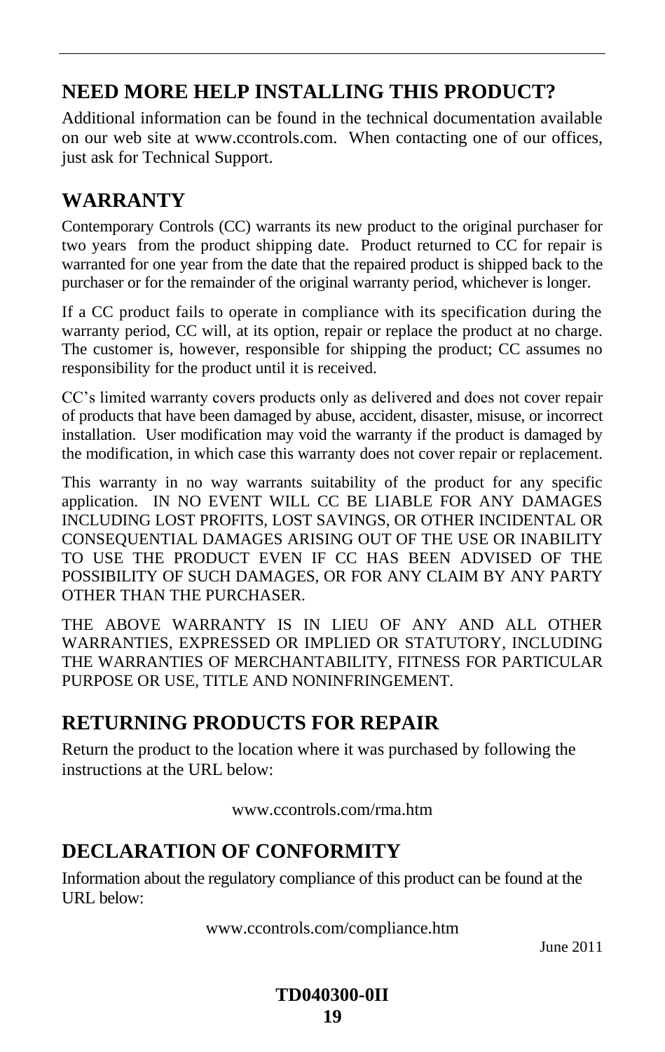## NEED MORE HELP INSTALLING THIS PRODUCT?

Additional information can be found in the technical documentation available on our web site at www.ccontrols.com. When contacting one of our offices, just ask for Technical Support.

## WARRANTY

Contemporary Controls (CC) warrants its new product to the original purchaser for two years from the product shipping date. Product returned to CC for repair is warranted for one year from the date that the repaired product is shipped back to the purchaser or for the remainder of the original warranty period, whichever is longer.

If a CC product fails to operate in compliance with its specification during the warranty period, CC will, at its option, repair or replace the product at no charge. The customer is, however, responsible for shipping the product; CC assumes no responsibility for the product until it is received.

CC's limited warranty covers products only as delivered and does not cover repair of products that have been damaged by abuse, accident, disaster, misuse, or incorrect installation. User modification may void the warranty if the product is damaged by the modification, in which case this warranty does not cover repair or replacement.

This warranty in no way warrants suitability of the product for any specific application. IN NO EVENT WILL CC BE LIABLE FOR ANY DAMAGES INCLUDING LOST PROFITS, LOST SAVINGS, OR OTHER INCIDENTAL OR CONSEQUENTIAL DAMAGES ARISING OUT OF THE USE OR INABILITY TO USE THE PRODUCT EVEN IF CC HAS BEEN ADVISED OF THE POSSIBILITY OF SUCH DAMAGES, OR FOR ANY CLAIM BY ANY PARTY OTHER THAN THE PURCHASER.

THE ABOVE WARRANTY IS IN LIEU OF ANY AND ALL OTHER WARRANTIES, EXPRESSED OR IMPLIED OR STATUTORY, INCLUDING THE WARRANTIES OF MERCHANTABILITY, FITNESS FOR PARTICULAR PURPOSE OR USE, TITLE AND NONINFRINGEMENT.

## RETURNING PRODUCTS FOR REPAIR

Return the product to the location where it was purchased by following the instructions at the URL below:

www.ccontrols.com/rma.htm

## DECLARATION OF CONFORMITY

Information about the regulatory compliance of this product can be found at the URL below:

www.ccontrols.com/compliance.htm

June 2011

**TD040300-0II**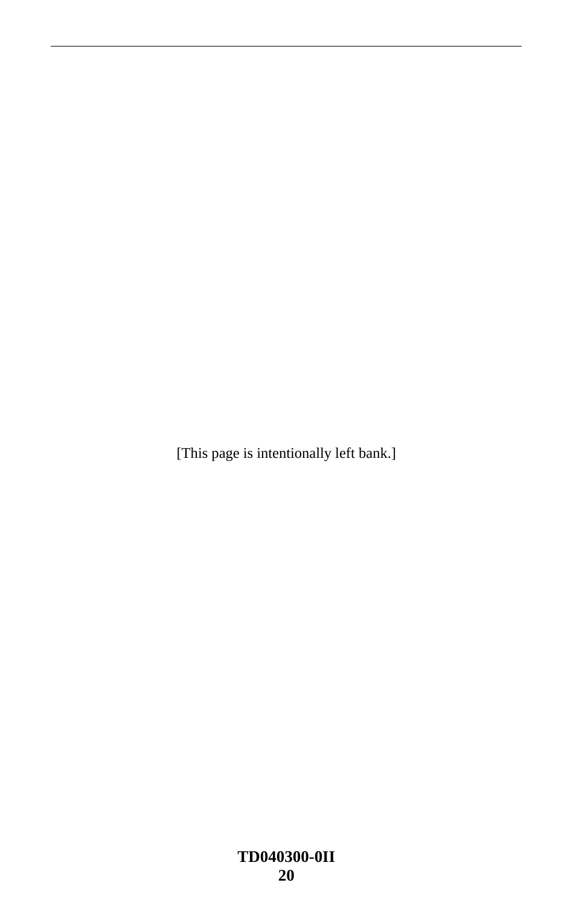[This page is intentionally left bank.]